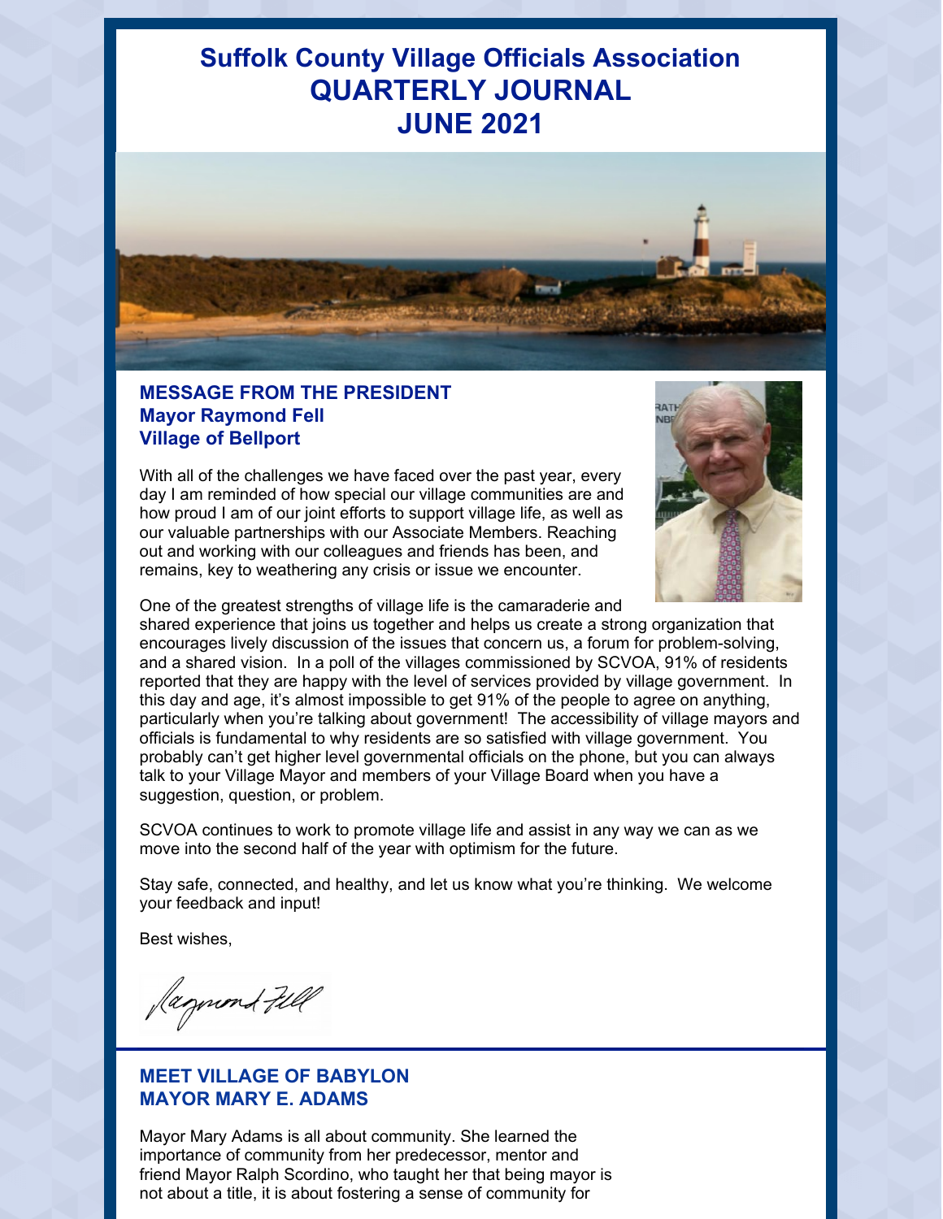# Suffolk County Village Officials Association QUARTERLY JOURNAL JUNE 2021

## MESSAGE FROM THE PRESIDENT
### Mayor Raymond Fell
### Village of Bellport

With all of the challenges we have faced over the past year, every day I am reminded of how special our village communities are and how proud I am of our joint efforts to support village life, as well as our valuable partnerships with our Associate Members. Reaching out and working with our colleagues and friends has been, and remains, key to weathering any crisis or issue we encounter.

One of the greatest strengths of village life is the camaraderie and shared experience that joins us together and helps us create a strong organization that encourages lively discussion of the issues that concern us, a forum for problem-solving, and a shared vision. In a poll of the villages commissioned by SCVOA, 91% of residents reported that they are happy with the level of services provided by village government. In this day and age, it's almost impossible to get 91% of the people to agree on anything, particularly when you're talking about government! The accessibility of village mayors and officials is fundamental to why residents are so satisfied with village government. You probably can't get higher level governmental officials on the phone, but you can always talk to your Village Mayor and members of your Village Board when you have a suggestion, question, or problem.

SCVOA continues to work to promote village life and assist in any way we can as we move into the second half of the year with optimism for the future.

Stay safe, connected, and healthy, and let us know what you're thinking. We welcome your feedback and input!

Best wishes,

Raymond Fell

## MEET VILLAGE OF BABYLON MAYOR MARY E. ADAMS

Mayor Mary Adams is all about community. She learned the importance of community from her predecessor, mentor and friend Mayor Ralph Scordino, who taught her that being mayor is not about a title, it is about fostering a sense of community for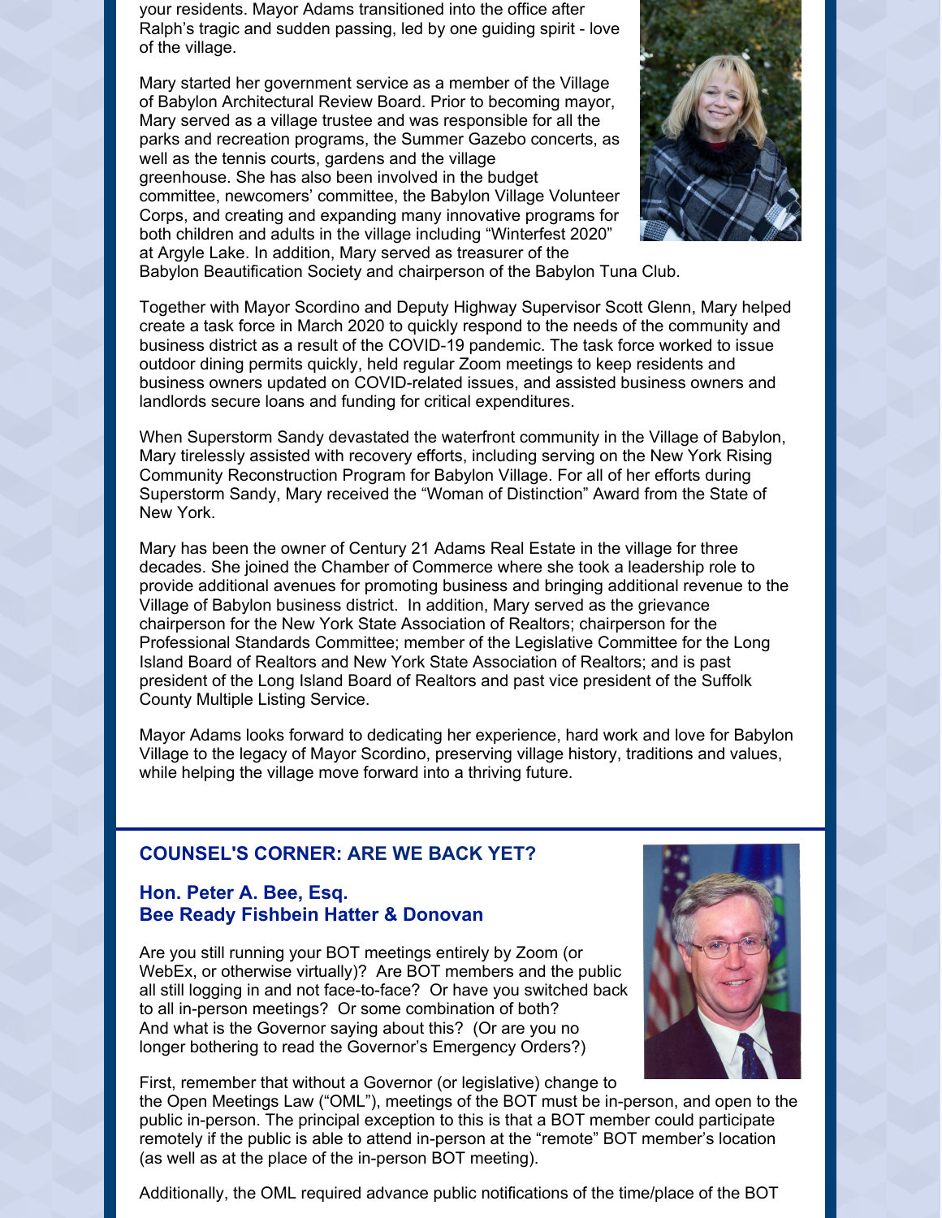your residents. Mayor Adams transitioned into the office after Ralph's tragic and sudden passing, led by one guiding spirit - love of the village.

Mary started her government service as a member of the Village of Babylon Architectural Review Board. Prior to becoming mayor, Mary served as a village trustee and was responsible for all the parks and recreation programs, the Summer Gazebo concerts, as well as the tennis courts, gardens and the village greenhouse. She has also been involved in the budget committee, newcomers' committee, the Babylon Village Volunteer Corps, and creating and expanding many innovative programs for both children and adults in the village including "Winterfest 2020" at Argyle Lake. In addition, Mary served as treasurer of the Babylon Beautification Society and chairperson of the Babylon Tuna Club.

Together with Mayor Scordino and Deputy Highway Supervisor Scott Glenn, Mary helped create a task force in March 2020 to quickly respond to the needs of the community and business district as a result of the COVID-19 pandemic. The task force worked to issue outdoor dining permits quickly, held regular Zoom meetings to keep residents and business owners updated on COVID-related issues, and assisted business owners and landlords secure loans and funding for critical expenditures.

When Superstorm Sandy devastated the waterfront community in the Village of Babylon, Mary tirelessly assisted with recovery efforts, including serving on the New York Rising Community Reconstruction Program for Babylon Village. For all of her efforts during Superstorm Sandy, Mary received the "Woman of Distinction" Award from the State of New York.

Mary has been the owner of Century 21 Adams Real Estate in the village for three decades. She joined the Chamber of Commerce where she took a leadership role to provide additional avenues for promoting business and bringing additional revenue to the Village of Babylon business district. In addition, Mary served as the grievance chairperson for the New York State Association of Realtors; chairperson for the Professional Standards Committee; member of the Legislative Committee for the Long Island Board of Realtors and New York State Association of Realtors; and is past president of the Long Island Board of Realtors and past vice president of the Suffolk County Multiple Listing Service.

Mayor Adams looks forward to dedicating her experience, hard work and love for Babylon Village to the legacy of Mayor Scordino, preserving village history, traditions and values, while helping the village move forward into a thriving future.

## COUNSEL'S CORNER: ARE WE BACK YET?

### Hon. Peter A. Bee, Esq.
### Bee Ready Fishbein Hatter & Donovan

Are you still running your BOT meetings entirely by Zoom (or WebEx, or otherwise virtually)? Are BOT members and the public all still logging in and not face-to-face? Or have you switched back to all in-person meetings? Or some combination of both? And what is the Governor saying about this? (Or are you no longer bothering to read the Governor's Emergency Orders?)

First, remember that without a Governor (or legislative) change to the Open Meetings Law ("OML"), meetings of the BOT must be in-person, and open to the public in-person. The principal exception to this is that a BOT member could participate remotely if the public is able to attend in-person at the "remote" BOT member's location (as well as at the place of the in-person BOT meeting).

Additionally, the OML required advance public notifications of the time/place of the BOT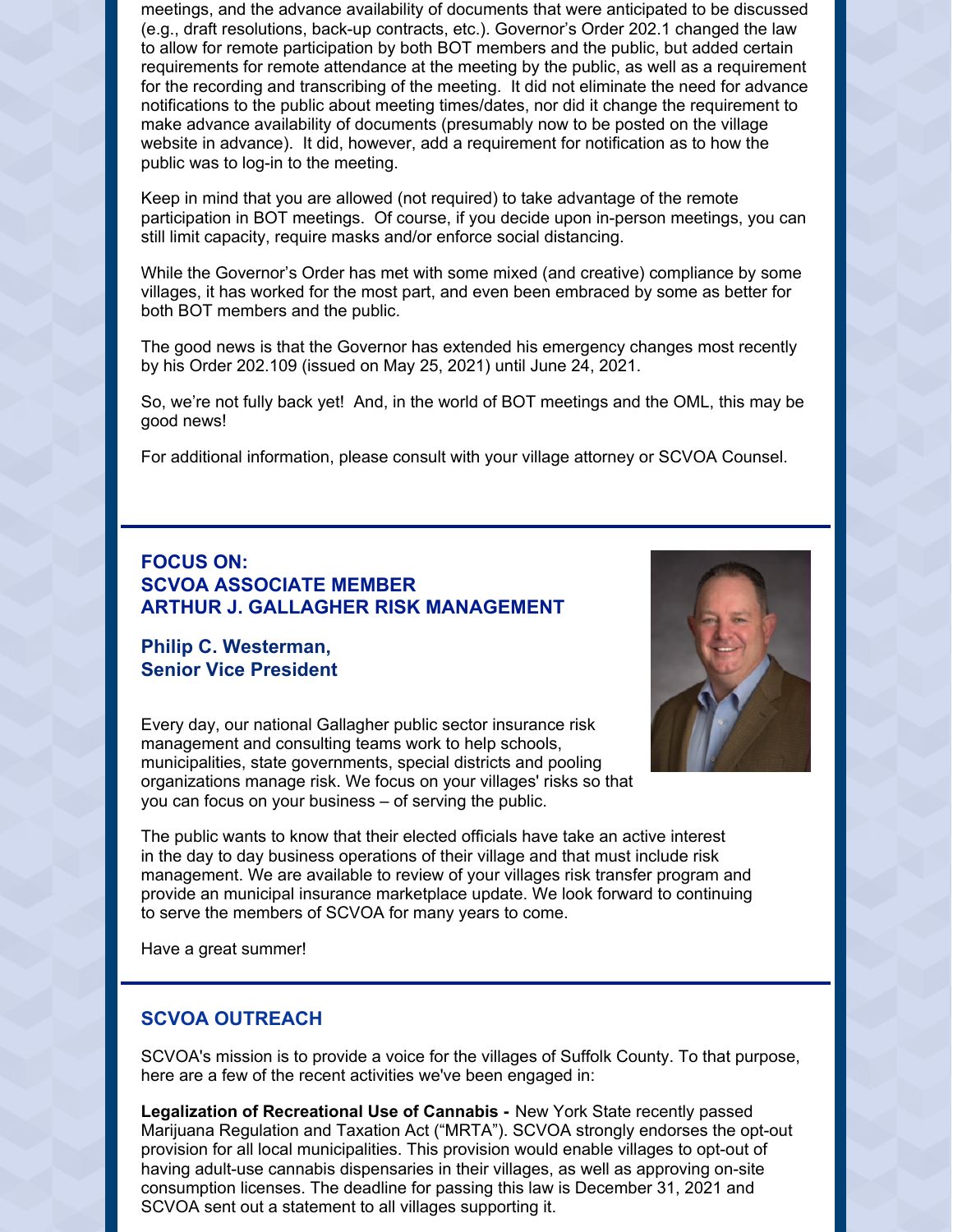meetings, and the advance availability of documents that were anticipated to be discussed (e.g., draft resolutions, back-up contracts, etc.). Governor's Order 202.1 changed the law to allow for remote participation by both BOT members and the public, but added certain requirements for remote attendance at the meeting by the public, as well as a requirement for the recording and transcribing of the meeting. It did not eliminate the need for advance notifications to the public about meeting times/dates, nor did it change the requirement to make advance availability of documents (presumably now to be posted on the village website in advance). It did, however, add a requirement for notification as to how the public was to log-in to the meeting.

Keep in mind that you are allowed (not required) to take advantage of the remote participation in BOT meetings. Of course, if you decide upon in-person meetings, you can still limit capacity, require masks and/or enforce social distancing.

While the Governor's Order has met with some mixed (and creative) compliance by some villages, it has worked for the most part, and even been embraced by some as better for both BOT members and the public.

The good news is that the Governor has extended his emergency changes most recently by his Order 202.109 (issued on May 25, 2021) until June 24, 2021.

So, we're not fully back yet! And, in the world of BOT meetings and the OML, this may be good news!

For additional information, please consult with your village attorney or SCVOA Counsel.

## FOCUS ON: SCVOA ASSOCIATE MEMBER ARTHUR J. GALLAGHER RISK MANAGEMENT

### Philip C. Westerman, Senior Vice President

Every day, our national Gallagher public sector insurance risk management and consulting teams work to help schools, municipalities, state governments, special districts and pooling organizations manage risk. We focus on your villages' risks so that you can focus on your business – of serving the public.

The public wants to know that their elected officials have take an active interest in the day to day business operations of their village and that must include risk management. We are available to review of your villages risk transfer program and provide an municipal insurance marketplace update. We look forward to continuing to serve the members of SCVOA for many years to come.

Have a great summer!

## SCVOA OUTREACH

SCVOA's mission is to provide a voice for the villages of Suffolk County. To that purpose, here are a few of the recent activities we've been engaged in:

**Legalization of Recreational Use of Cannabis -** New York State recently passed Marijuana Regulation and Taxation Act ("MRTA"). SCVOA strongly endorses the opt-out provision for all local municipalities. This provision would enable villages to opt-out of having adult-use cannabis dispensaries in their villages, as well as approving on-site consumption licenses. The deadline for passing this law is December 31, 2021 and SCVOA sent out a statement to all villages supporting it.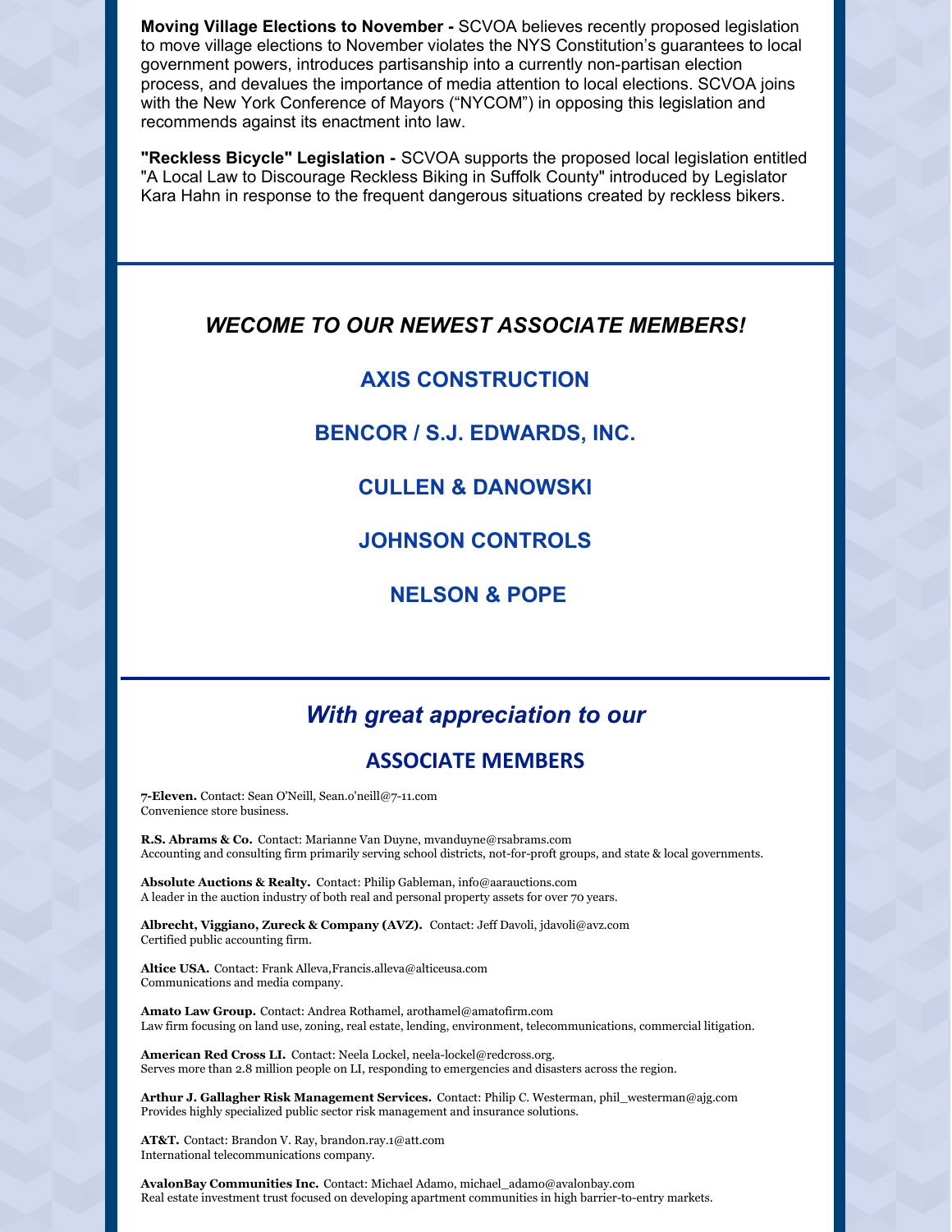**Moving Village Elections to November -** SCVOA believes recently proposed legislation to move village elections to November violates the NYS Constitution's guarantees to local government powers, introduces partisanship into a currently non-partisan election process, and devalues the importance of media attention to local elections. SCVOA joins with the New York Conference of Mayors ("NYCOM") in opposing this legislation and recommends against its enactment into law.

**"Reckless Bicycle" Legislation -** SCVOA supports the proposed local legislation entitled "A Local Law to Discourage Reckless Biking in Suffolk County" introduced by Legislator Kara Hahn in response to the frequent dangerous situations created by reckless bikers.

## *WECOME TO OUR NEWEST ASSOCIATE MEMBERS!*

**AXIS CONSTRUCTION**

**BENCOR / S.J. EDWARDS, INC.**

**CULLEN & DANOWSKI**

**JOHNSON CONTROLS**

**NELSON & POPE**

## *With great appreciation to our*

## ASSOCIATE MEMBERS

**7-Eleven.** Contact: Sean O'Neill, Sean.o'neill@7-11.com
Convenience store business.

**R.S. Abrams & Co.** Contact: Marianne Van Duyne, mvanduyne@rsabrams.com
Accounting and consulting firm primarily serving school districts, not-for-proft groups, and state & local governments.

**Absolute Auctions & Realty.** Contact: Philip Gableman, info@aarauctions.com
A leader in the auction industry of both real and personal property assets for over 70 years.

**Albrecht, Viggiano, Zureck & Company (AVZ).** Contact: Jeff Davoli, jdavoli@avz.com
Certified public accounting firm.

**Altice USA.** Contact: Frank Alleva,Francis.alleva@alticeusa.com
Communications and media company.

**Amato Law Group.** Contact: Andrea Rothamel, arothamel@amatofirm.com
Law firm focusing on land use, zoning, real estate, lending, environment, telecommunications, commercial litigation.

**American Red Cross LI.** Contact: Neela Lockel, neela-lockel@redcross.org.
Serves more than 2.8 million people on LI, responding to emergencies and disasters across the region.

**Arthur J. Gallagher Risk Management Services.** Contact: Philip C. Westerman, phil_westerman@ajg.com
Provides highly specialized public sector risk management and insurance solutions.

**AT&T.** Contact: Brandon V. Ray, brandon.ray.1@att.com
International telecommunications company.

**AvalonBay Communities Inc.** Contact: Michael Adamo, michael_adamo@avalonbay.com
Real estate investment trust focused on developing apartment communities in high barrier-to-entry markets.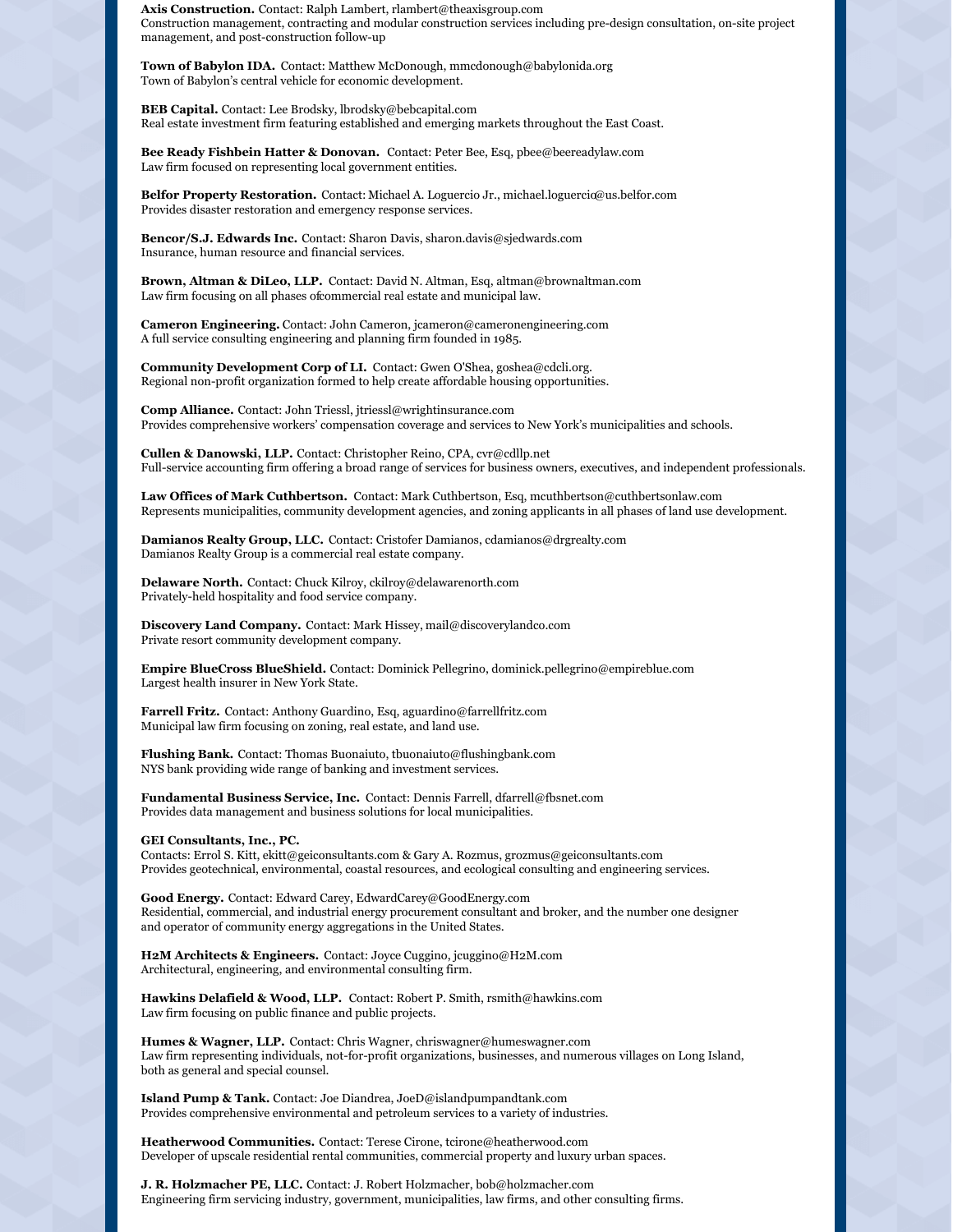**Axis Construction.** Contact: Ralph Lambert, rlambert@theaxisgroup.com
Construction management, contracting and modular construction services including pre-design consultation, on-site project management, and post-construction follow-up

**Town of Babylon IDA.** Contact: Matthew McDonough, mmcdonough@babylonida.org
Town of Babylon's central vehicle for economic development.

**BEB Capital.** Contact: Lee Brodsky, lbrodsky@bebcapital.com
Real estate investment firm featuring established and emerging markets throughout the East Coast.

**Bee Ready Fishbein Hatter & Donovan.** Contact: Peter Bee, Esq, pbee@beereadylaw.com
Law firm focused on representing local government entities.

**Belfor Property Restoration.** Contact: Michael A. Loguercio Jr., michael.loguercio@us.belfor.com
Provides disaster restoration and emergency response services.

**Bencor/S.J. Edwards Inc.** Contact: Sharon Davis, sharon.davis@sjedwards.com
Insurance, human resource and financial services.

**Brown, Altman & DiLeo, LLP.** Contact: David N. Altman, Esq, altman@brownaltman.com
Law firm focusing on all phases ofcommercial real estate and municipal law.

**Cameron Engineering.** Contact: John Cameron, jcameron@cameronengineering.com
A full service consulting engineering and planning firm founded in 1985.

**Community Development Corp of LI.** Contact: Gwen O'Shea, goshea@cdcli.org.
Regional non-profit organization formed to help create affordable housing opportunities.

**Comp Alliance.** Contact: John Triessl, jtriessl@wrightinsurance.com
Provides comprehensive workers' compensation coverage and services to New York's municipalities and schools.

**Cullen & Danowski, LLP.** Contact: Christopher Reino, CPA, cvr@cdllp.net
Full-service accounting firm offering a broad range of services for business owners, executives, and independent professionals.

**Law Offices of Mark Cuthbertson.** Contact: Mark Cuthbertson, Esq, mcuthbertson@cuthbertsonlaw.com
Represents municipalities, community development agencies, and zoning applicants in all phases of land use development.

**Damianos Realty Group, LLC.** Contact: Cristofer Damianos, cdamianos@drgrealty.com
Damianos Realty Group is a commercial real estate company.

**Delaware North.** Contact: Chuck Kilroy, ckilroy@delawarenorth.com
Privately-held hospitality and food service company.

**Discovery Land Company.** Contact: Mark Hissey, mail@discoverylandco.com
Private resort community development company.

**Empire BlueCross BlueShield.** Contact: Dominick Pellegrino, dominick.pellegrino@empireblue.com
Largest health insurer in New York State.

**Farrell Fritz.** Contact: Anthony Guardino, Esq, aguardino@farrellfritz.com
Municipal law firm focusing on zoning, real estate, and land use.

**Flushing Bank.** Contact: Thomas Buonaiuto, tbuonaiuto@flushingbank.com
NYS bank providing wide range of banking and investment services.

**Fundamental Business Service, Inc.** Contact: Dennis Farrell, dfarrell@fbsnet.com
Provides data management and business solutions for local municipalities.

**GEI Consultants, Inc., PC.**
Contacts: Errol S. Kitt, ekitt@geiconsultants.com & Gary A. Rozmus, grozmus@geiconsultants.com
Provides geotechnical, environmental, coastal resources, and ecological consulting and engineering services.

**Good Energy.** Contact: Edward Carey, EdwardCarey@GoodEnergy.com
Residential, commercial, and industrial energy procurement consultant and broker, and the number one designer and operator of community energy aggregations in the United States.

**H2M Architects & Engineers.** Contact: Joyce Cuggino, jcuggino@H2M.com
Architectural, engineering, and environmental consulting firm.

**Hawkins Delafield & Wood, LLP.** Contact: Robert P. Smith, rsmith@hawkins.com
Law firm focusing on public finance and public projects.

**Humes & Wagner, LLP.** Contact: Chris Wagner, chriswagner@humeswagner.com
Law firm representing individuals, not-for-profit organizations, businesses, and numerous villages on Long Island, both as general and special counsel.

**Island Pump & Tank.** Contact: Joe Diandrea, JoeD@islandpumpandtank.com
Provides comprehensive environmental and petroleum services to a variety of industries.

**Heatherwood Communities.** Contact: Terese Cirone, tcirone@heatherwood.com
Developer of upscale residential rental communities, commercial property and luxury urban spaces.

**J. R. Holzmacher PE, LLC.** Contact: J. Robert Holzmacher, bob@holzmacher.com
Engineering firm servicing industry, government, municipalities, law firms, and other consulting firms.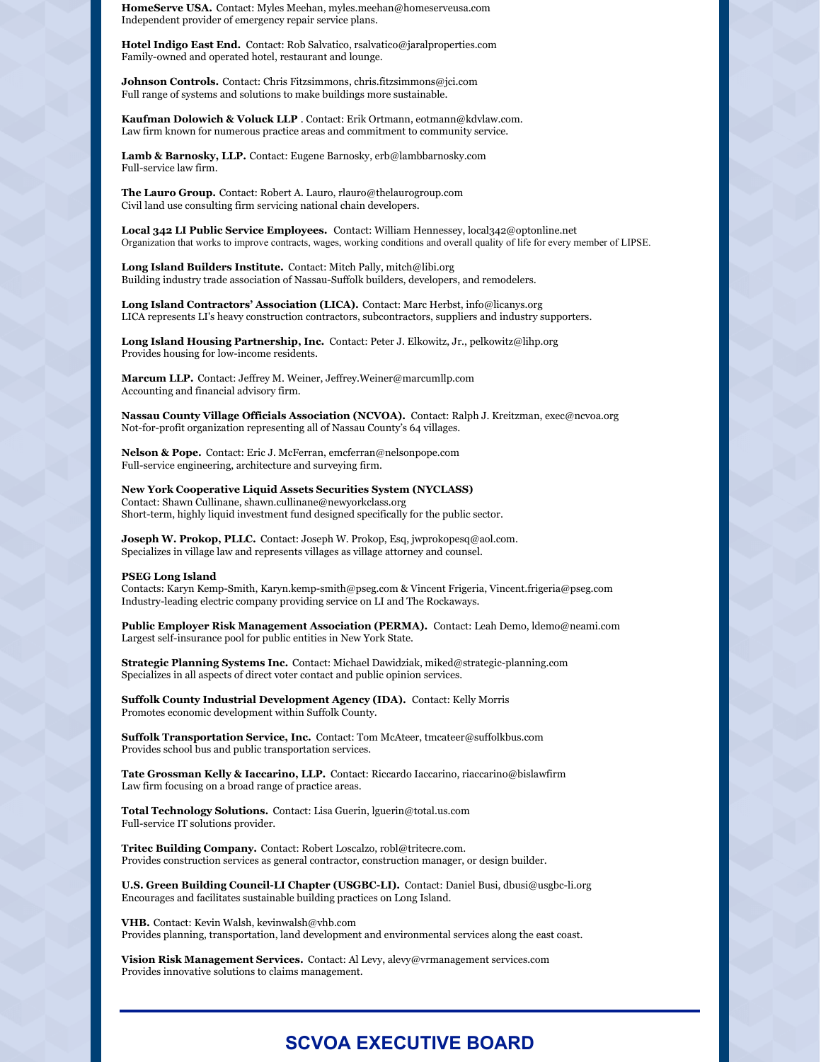**HomeServe USA.** Contact: Myles Meehan, myles.meehan@homeserveusa.com
Independent provider of emergency repair service plans.

**Hotel Indigo East End.** Contact: Rob Salvatico, rsalvatico@jaralproperties.com
Family-owned and operated hotel, restaurant and lounge.

**Johnson Controls.** Contact: Chris Fitzsimmons, chris.fitzsimmons@jci.com
Full range of systems and solutions to make buildings more sustainable.

**Kaufman Dolowich & Voluck LLP** . Contact: Erik Ortmann, eotmann@kdvlaw.com.
Law firm known for numerous practice areas and commitment to community service.

**Lamb & Barnosky, LLP.** Contact: Eugene Barnosky, erb@lambbarnosky.com
Full-service law firm.

**The Lauro Group.** Contact: Robert A. Lauro, rlauro@thelaurogroup.com
Civil land use consulting firm servicing national chain developers.

**Local 342 LI Public Service Employees.** Contact: William Hennessey, local342@optonline.net
Organization that works to improve contracts, wages, working conditions and overall quality of life for every member of LIPSE.

**Long Island Builders Institute.** Contact: Mitch Pally, mitch@libi.org
Building industry trade association of Nassau-Suffolk builders, developers, and remodelers.

**Long Island Contractors' Association (LICA).** Contact: Marc Herbst, info@licanys.org
LICA represents LI's heavy construction contractors, subcontractors, suppliers and industry supporters.

**Long Island Housing Partnership, Inc.** Contact: Peter J. Elkowitz, Jr., pelkowitz@lihp.org
Provides housing for low-income residents.

**Marcum LLP.** Contact: Jeffrey M. Weiner, Jeffrey.Weiner@marcumllp.com
Accounting and financial advisory firm.

**Nassau County Village Officials Association (NCVOA).** Contact: Ralph J. Kreitzman, exec@ncvoa.org
Not-for-profit organization representing all of Nassau County's 64 villages.

**Nelson & Pope.** Contact: Eric J. McFerran, emcferran@nelsonpope.com
Full-service engineering, architecture and surveying firm.

**New York Cooperative Liquid Assets Securities System (NYCLASS)**
Contact: Shawn Cullinane, shawn.cullinane@newyorkclass.org
Short-term, highly liquid investment fund designed specifically for the public sector.

**Joseph W. Prokop, PLLC.** Contact: Joseph W. Prokop, Esq, jwprokopesq@aol.com.
Specializes in village law and represents villages as village attorney and counsel.

**PSEG Long Island**
Contacts: Karyn Kemp-Smith, Karyn.kemp-smith@pseg.com & Vincent Frigeria, Vincent.frigeria@pseg.com
Industry-leading electric company providing service on LI and The Rockaways.

**Public Employer Risk Management Association (PERMA).** Contact: Leah Demo, ldemo@neami.com
Largest self-insurance pool for public entities in New York State.

**Strategic Planning Systems Inc.** Contact: Michael Dawidziak, miked@strategic-planning.com
Specializes in all aspects of direct voter contact and public opinion services.

**Suffolk County Industrial Development Agency (IDA).** Contact: Kelly Morris
Promotes economic development within Suffolk County.

**Suffolk Transportation Service, Inc.** Contact: Tom McAteer, tmcateer@suffolkbus.com
Provides school bus and public transportation services.

**Tate Grossman Kelly & Iaccarino, LLP.** Contact: Riccardo Iaccarino, riaccarino@bislawfirm
Law firm focusing on a broad range of practice areas.

**Total Technology Solutions.** Contact: Lisa Guerin, lguerin@total.us.com
Full-service IT solutions provider.

**Tritec Building Company.** Contact: Robert Loscalzo, robl@tritecre.com.
Provides construction services as general contractor, construction manager, or design builder.

**U.S. Green Building Council-LI Chapter (USGBC-LI).** Contact: Daniel Busi, dbusi@usgbc-li.org
Encourages and facilitates sustainable building practices on Long Island.

**VHB.** Contact: Kevin Walsh, kevinwalsh@vhb.com
Provides planning, transportation, land development and environmental services along the east coast.

**Vision Risk Management Services.** Contact: Al Levy, alevy@vrmanagement services.com
Provides innovative solutions to claims management.

## SCVOA EXECUTIVE BOARD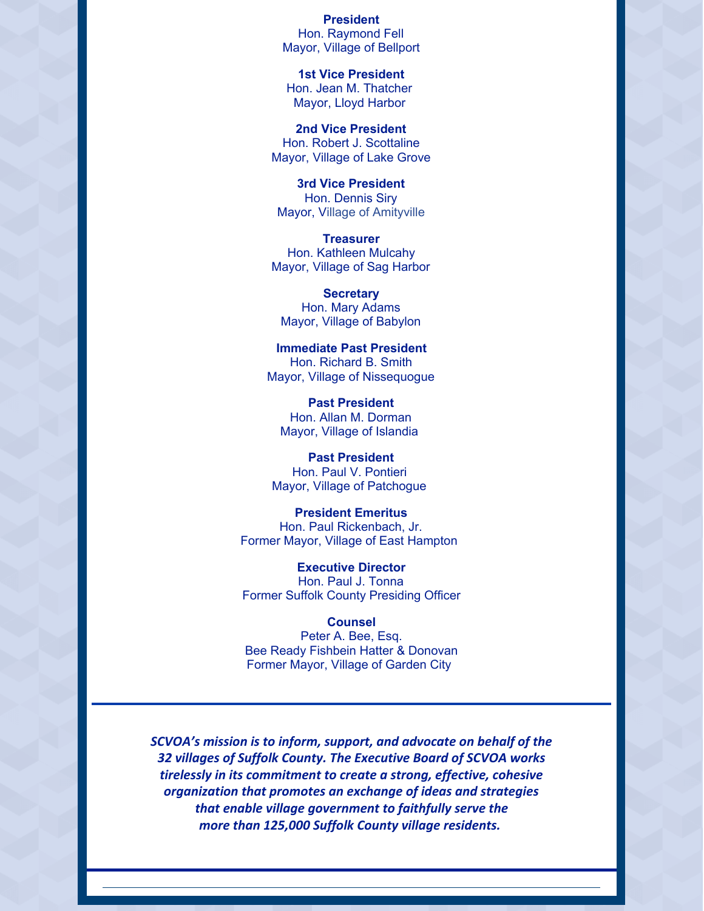**President**
Hon. Raymond Fell
Mayor, Village of Bellport

**1st Vice President**
Hon. Jean M. Thatcher
Mayor, Lloyd Harbor

**2nd Vice President**
Hon. Robert J. Scottaline
Mayor, Village of Lake Grove

**3rd Vice President**
Hon. Dennis Siry
Mayor, Village of Amityville

**Treasurer**
Hon. Kathleen Mulcahy
Mayor, Village of Sag Harbor

**Secretary**
Hon. Mary Adams
Mayor, Village of Babylon

**Immediate Past President**
Hon. Richard B. Smith
Mayor, Village of Nissequogue

**Past President**
Hon. Allan M. Dorman
Mayor, Village of Islandia

**Past President**
Hon. Paul V. Pontieri
Mayor, Village of Patchogue

**President Emeritus**
Hon. Paul Rickenbach, Jr.
Former Mayor, Village of East Hampton

**Executive Director**
Hon. Paul J. Tonna
Former Suffolk County Presiding Officer

**Counsel**
Peter A. Bee, Esq.
Bee Ready Fishbein Hatter & Donovan
Former Mayor, Village of Garden City

---

***SCVOA's mission is to inform, support, and advocate on behalf of the 32 villages of Suffolk County. The Executive Board of SCVOA works tirelessly in its commitment to create a strong, effective, cohesive organization that promotes an exchange of ideas and strategies that enable village government to faithfully serve the more than 125,000 Suffolk County village residents.***